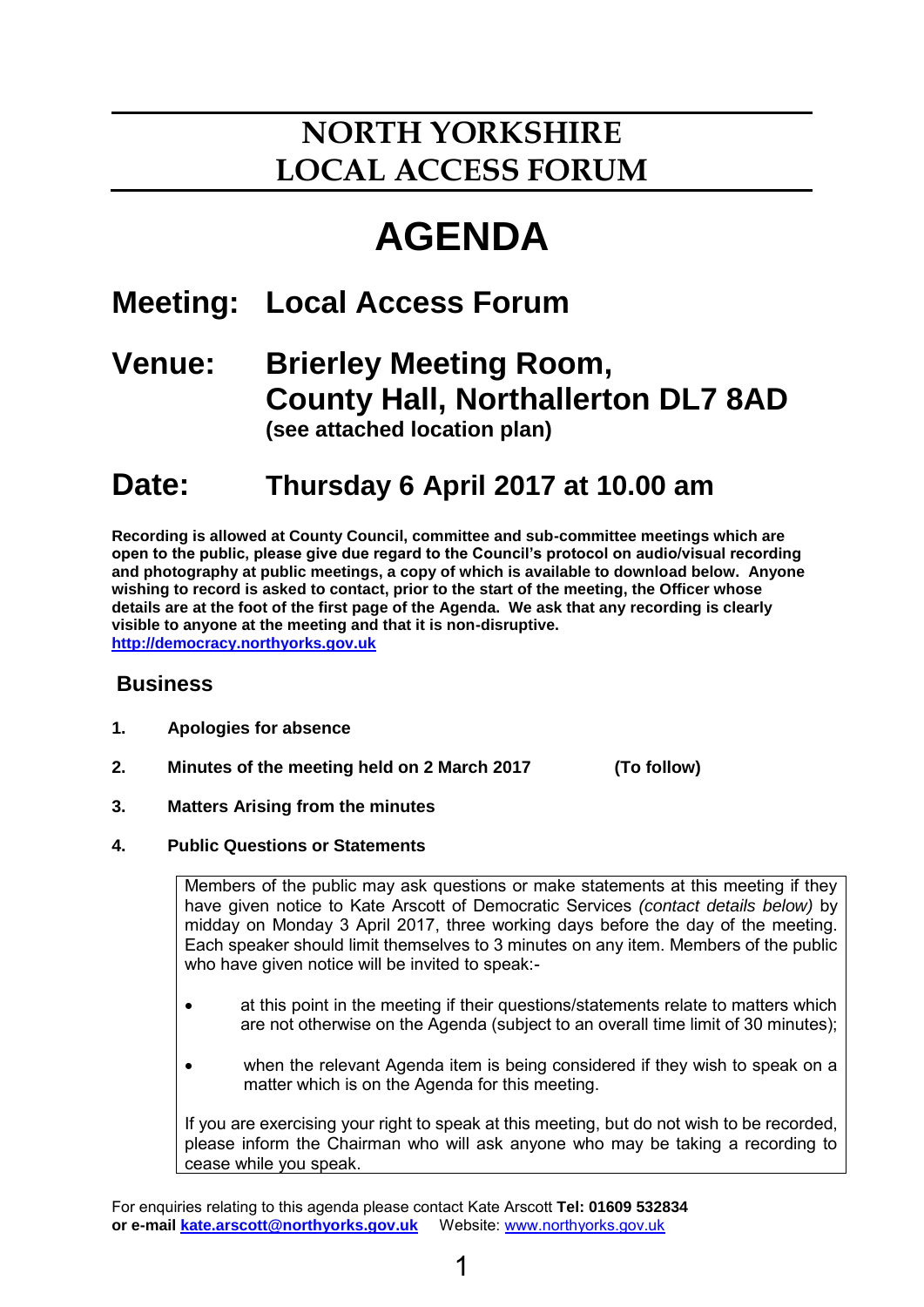# NORTH YORKSHIRE LOCAL ACCESS FORUM

# AGENDA

## Meeting: Local Access Forum

## Venue: Brierley Meeting Room, County Hall, Northallerton DL7 8AD

**(see attached location plan)**

## Date: Thursday 6 April 2017 at 10.00 am

**Recording is allowed at County Council, committee and sub-committee meetings which are open to the public, please give due regard to the Council's protocol on audio/visual recording and photography at public meetings, a copy of which is available to download below. Anyone wishing to record is asked to contact, prior to the start of the meeting, the Officer whose details are at the foot of the first page of the Agenda. We ask that any recording is clearly visible to anyone at the meeting and that it is non-disruptive.**
**[http://democracy.northyorks.gov.uk](http://democracy.northyorks.gov.uk)**

### Business

1. **Apologies for absence**

2. **Minutes of the meeting held on 2 March 2017** **(To follow)**

3. **Matters Arising from the minutes**

4. **Public Questions or Statements**

   Members of the public may ask questions or make statements at this meeting if they have given notice to Kate Arscott of Democratic Services *(contact details below)* by midday on Monday 3 April 2017, three working days before the day of the meeting. Each speaker should limit themselves to 3 minutes on any item. Members of the public who have given notice will be invited to speak:-

   - at this point in the meeting if their questions/statements relate to matters which are not otherwise on the Agenda (subject to an overall time limit of 30 minutes);
   - when the relevant Agenda item is being considered if they wish to speak on a matter which is on the Agenda for this meeting.

   If you are exercising your right to speak at this meeting, but do not wish to be recorded, please inform the Chairman who will ask anyone who may be taking a recording to cease while you speak.

For enquiries relating to this agenda please contact Kate Arscott **Tel: 01609 532834 or e-mail [kate.arscott@northyorks.gov.uk](mailto:kate.arscott@northyorks.gov.uk)** Website: [www.northyorks.gov.uk](http://www.northyorks.gov.uk)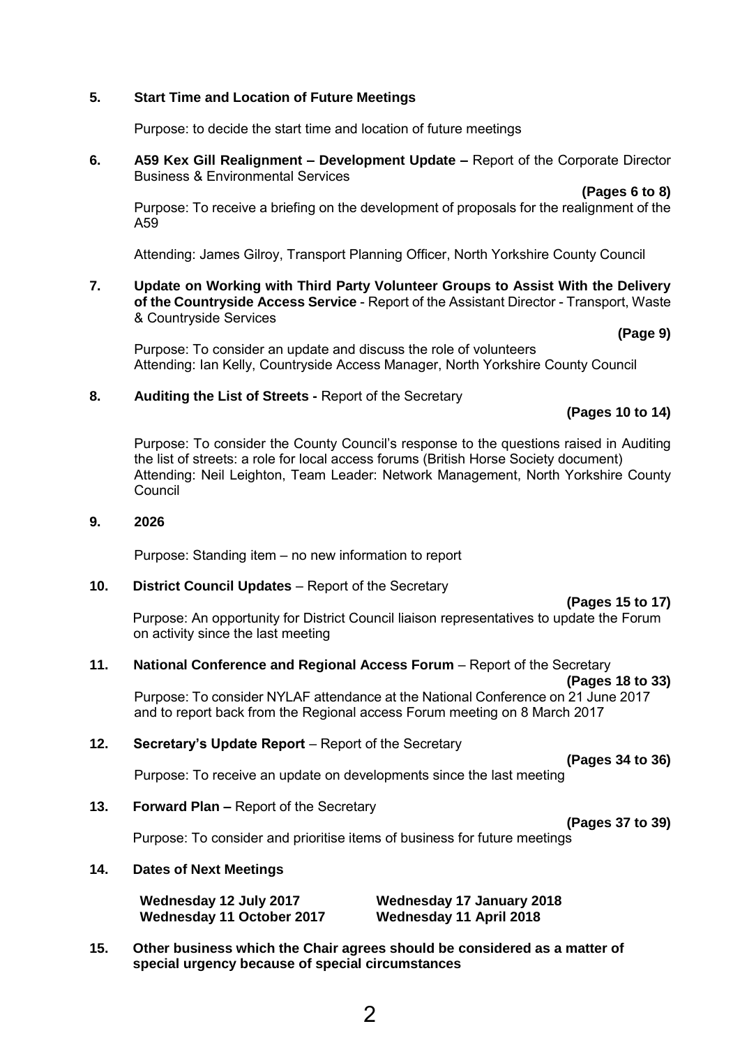**5. Start Time and Location of Future Meetings**

Purpose: to decide the start time and location of future meetings

**6. A59 Kex Gill Realignment – Development Update –** Report of the Corporate Director Business & Environmental Services

**(Pages 6 to 8)**

Purpose: To receive a briefing on the development of proposals for the realignment of the A59

Attending: James Gilroy, Transport Planning Officer, North Yorkshire County Council

**7. Update on Working with Third Party Volunteer Groups to Assist With the Delivery of the Countryside Access Service** - Report of the Assistant Director - Transport, Waste & Countryside Services

**(Page 9)**

Purpose: To consider an update and discuss the role of volunteers
Attending: Ian Kelly, Countryside Access Manager, North Yorkshire County Council

**8. Auditing the List of Streets -** Report of the Secretary

**(Pages 10 to 14)**

Purpose: To consider the County Council's response to the questions raised in Auditing the list of streets: a role for local access forums (British Horse Society document)
Attending: Neil Leighton, Team Leader: Network Management, North Yorkshire County Council

**9. 2026**

Purpose: Standing item – no new information to report

**10. District Council Updates** – Report of the Secretary

**(Pages 15 to 17)**

Purpose: An opportunity for District Council liaison representatives to update the Forum on activity since the last meeting

**11. National Conference and Regional Access Forum** – Report of the Secretary

**(Pages 18 to 33)**

Purpose: To consider NYLAF attendance at the National Conference on 21 June 2017 and to report back from the Regional access Forum meeting on 8 March 2017

**12. Secretary's Update Report** – Report of the Secretary

**(Pages 34 to 36)**

Purpose: To receive an update on developments since the last meeting

**13. Forward Plan –** Report of the Secretary

**(Pages 37 to 39)**

Purpose: To consider and prioritise items of business for future meetings

**14. Dates of Next Meetings**

| | |
|---|---|
| **Wednesday 12 July 2017** | **Wednesday 17 January 2018** |
| **Wednesday 11 October 2017** | **Wednesday 11 April 2018** |

**15. Other business which the Chair agrees should be considered as a matter of special urgency because of special circumstances**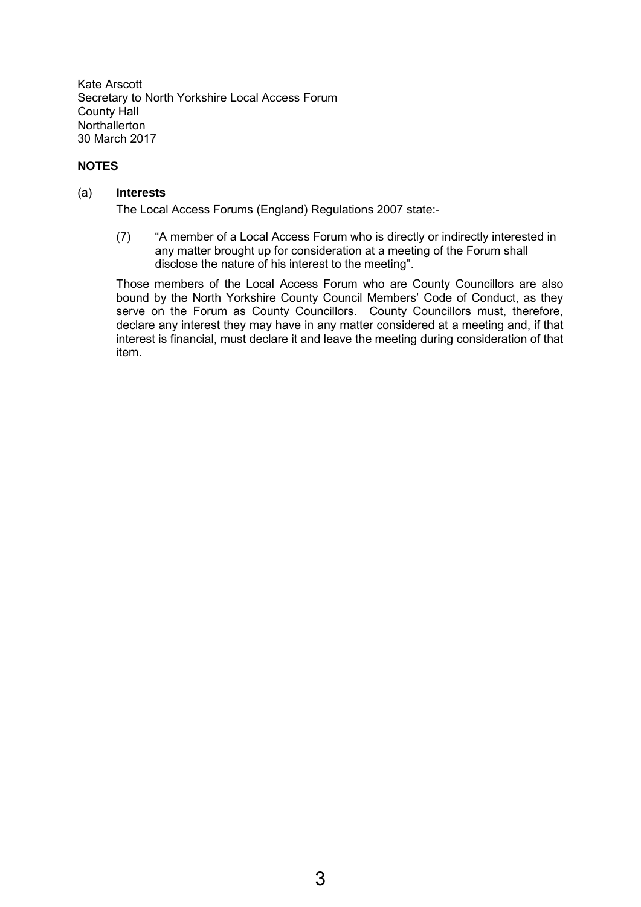Kate Arscott
Secretary to North Yorkshire Local Access Forum
County Hall
Northallerton
30 March 2017

**NOTES**

(a) **Interests**

The Local Access Forums (England) Regulations 2007 state:-

(7) "A member of a Local Access Forum who is directly or indirectly interested in any matter brought up for consideration at a meeting of the Forum shall disclose the nature of his interest to the meeting".

Those members of the Local Access Forum who are County Councillors are also bound by the North Yorkshire County Council Members' Code of Conduct, as they serve on the Forum as County Councillors. County Councillors must, therefore, declare any interest they may have in any matter considered at a meeting and, if that interest is financial, must declare it and leave the meeting during consideration of that item.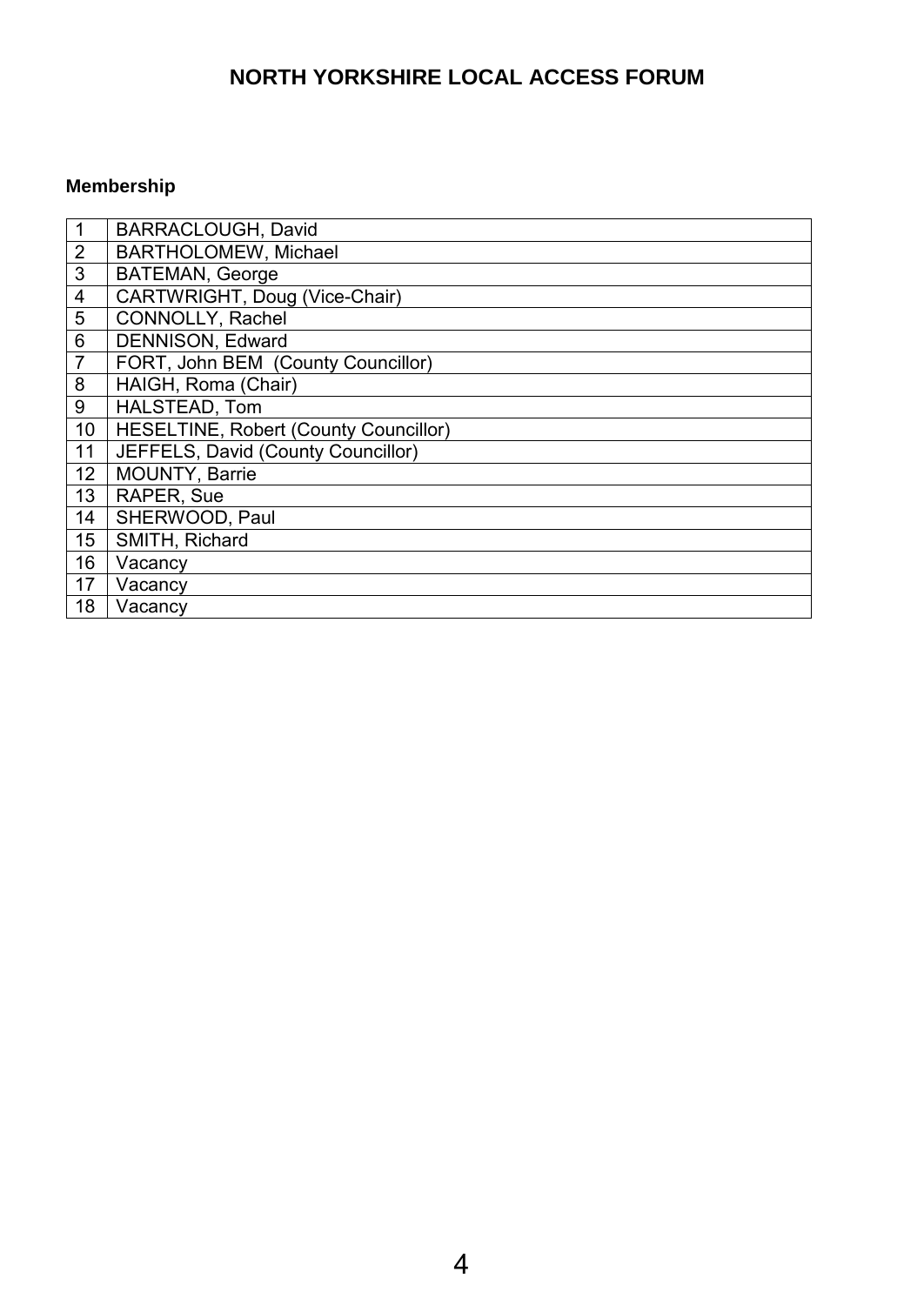# NORTH YORKSHIRE LOCAL ACCESS FORUM

**Membership**

| | |
|---|---|
| 1 | BARRACLOUGH, David |
| 2 | BARTHOLOMEW, Michael |
| 3 | BATEMAN, George |
| 4 | CARTWRIGHT, Doug (Vice-Chair) |
| 5 | CONNOLLY, Rachel |
| 6 | DENNISON, Edward |
| 7 | FORT, John BEM (County Councillor) |
| 8 | HAIGH, Roma (Chair) |
| 9 | HALSTEAD, Tom |
| 10 | HESELTINE, Robert (County Councillor) |
| 11 | JEFFELS, David (County Councillor) |
| 12 | MOUNTY, Barrie |
| 13 | RAPER, Sue |
| 14 | SHERWOOD, Paul |
| 15 | SMITH, Richard |
| 16 | Vacancy |
| 17 | Vacancy |
| 18 | Vacancy |